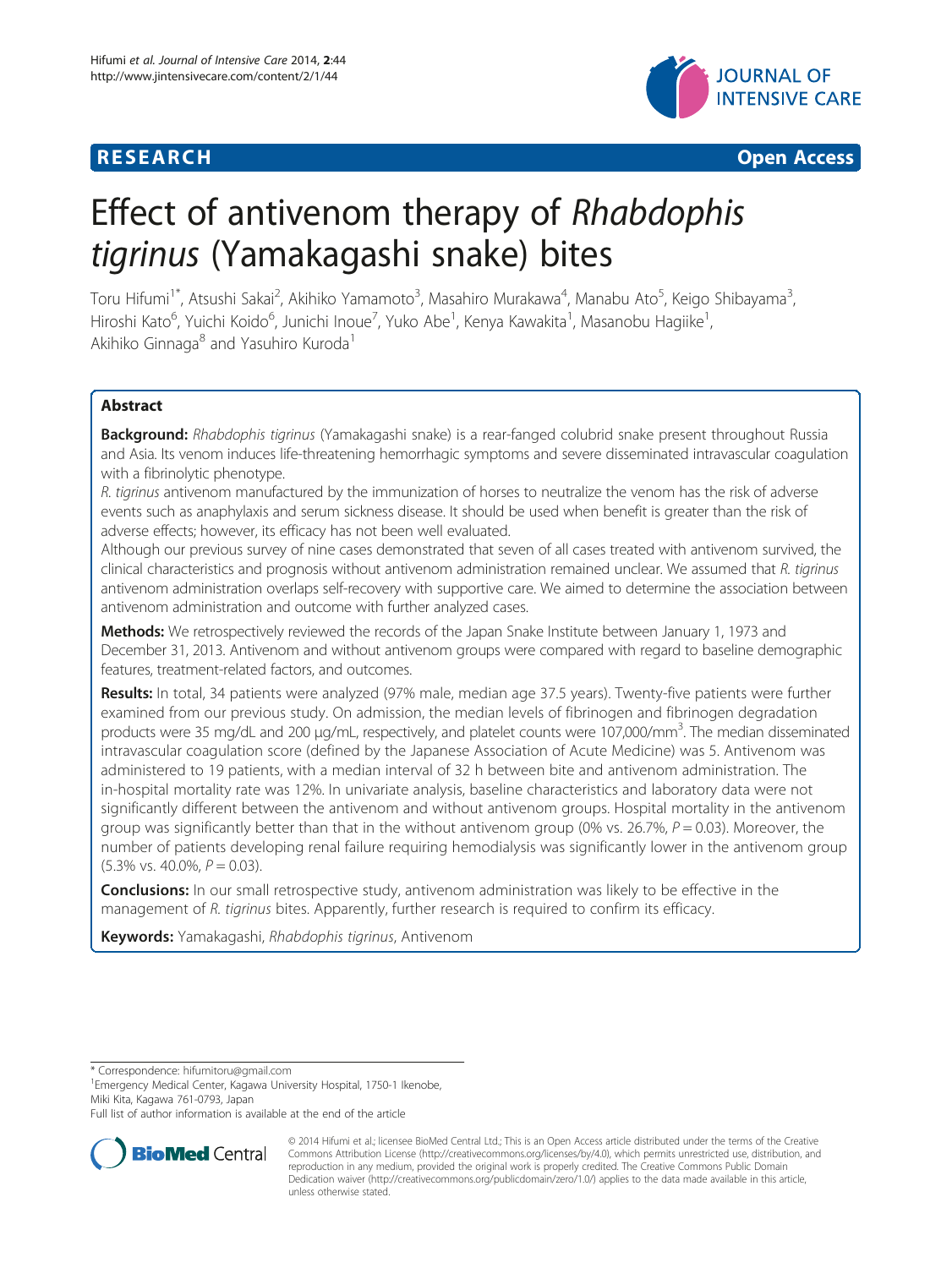**RESEARCH** **Open Access**

# Effect of antivenom therapy of *Rhabdophis tigrinus* (Yamakagashi snake) bites

Toru Hifumi[1*], Atsushi Sakai[2], Akihiko Yamamoto[3], Masahiro Murakawa[4], Manabu Ato[5], Keigo Shibayama[3], Hiroshi Kato[6], Yuichi Koido[6], Junichi Inoue[7], Yuko Abe[1], Kenya Kawakita[1], Masanobu Hagiike[1], Akihiko Ginnaga[8] and Yasuhiro Kuroda[1]

## Abstract

**Background:** *Rhabdophis tigrinus* (Yamakagashi snake) is a rear-fanged colubrid snake present throughout Russia and Asia. Its venom induces life-threatening hemorrhagic symptoms and severe disseminated intravascular coagulation with a fibrinolytic phenotype.

*R. tigrinus* antivenom manufactured by the immunization of horses to neutralize the venom has the risk of adverse events such as anaphylaxis and serum sickness disease. It should be used when benefit is greater than the risk of adverse effects; however, its efficacy has not been well evaluated.

Although our previous survey of nine cases demonstrated that seven of all cases treated with antivenom survived, the clinical characteristics and prognosis without antivenom administration remained unclear. We assumed that *R. tigrinus* antivenom administration overlaps self-recovery with supportive care. We aimed to determine the association between antivenom administration and outcome with further analyzed cases.

**Methods:** We retrospectively reviewed the records of the Japan Snake Institute between January 1, 1973 and December 31, 2013. Antivenom and without antivenom groups were compared with regard to baseline demographic features, treatment-related factors, and outcomes.

**Results:** In total, 34 patients were analyzed (97% male, median age 37.5 years). Twenty-five patients were further examined from our previous study. On admission, the median levels of fibrinogen and fibrinogen degradation products were 35 mg/dL and 200 μg/mL, respectively, and platelet counts were 107,000/mm$^3$. The median disseminated intravascular coagulation score (defined by the Japanese Association of Acute Medicine) was 5. Antivenom was administered to 19 patients, with a median interval of 32 h between bite and antivenom administration. The in-hospital mortality rate was 12%. In univariate analysis, baseline characteristics and laboratory data were not significantly different between the antivenom and without antivenom groups. Hospital mortality in the antivenom group was significantly better than that in the without antivenom group (0% vs. 26.7%, $P = 0.03$). Moreover, the number of patients developing renal failure requiring hemodialysis was significantly lower in the antivenom group (5.3% vs. 40.0%, $P = 0.03$).

**Conclusions:** In our small retrospective study, antivenom administration was likely to be effective in the management of *R. tigrinus* bites. Apparently, further research is required to confirm its efficacy.

**Keywords:** Yamakagashi, *Rhabdophis tigrinus*, Antivenom

\* Correspondence: hifumitoru@gmail.com
[1]Emergency Medical Center, Kagawa University Hospital, 1750-1 Ikenobe, Miki Kita, Kagawa 761-0793, Japan
Full list of author information is available at the end of the article

© 2014 Hifumi et al.; licensee BioMed Central Ltd.; This is an Open Access article distributed under the terms of the Creative Commons Attribution License (http://creativecommons.org/licenses/by/4.0), which permits unrestricted use, distribution, and reproduction in any medium, provided the original work is properly credited. The Creative Commons Public Domain Dedication waiver (http://creativecommons.org/publicdomain/zero/1.0/) applies to the data made available in this article, unless otherwise stated.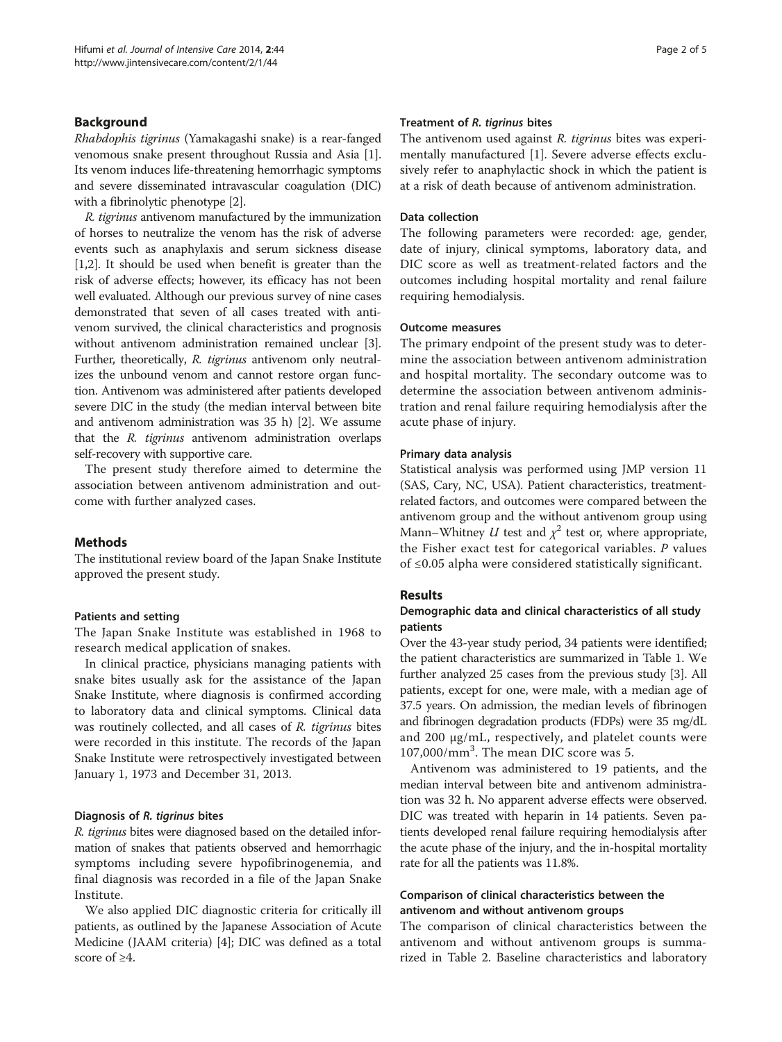## Background

*Rhabdophis tigrinus* (Yamakagashi snake) is a rear-fanged venomous snake present throughout Russia and Asia [1]. Its venom induces life-threatening hemorrhagic symptoms and severe disseminated intravascular coagulation (DIC) with a fibrinolytic phenotype [2].

*R. tigrinus* antivenom manufactured by the immunization of horses to neutralize the venom has the risk of adverse events such as anaphylaxis and serum sickness disease [1,2]. It should be used when benefit is greater than the risk of adverse effects; however, its efficacy has not been well evaluated. Although our previous survey of nine cases demonstrated that seven of all cases treated with antivenom survived, the clinical characteristics and prognosis without antivenom administration remained unclear [3]. Further, theoretically, *R. tigrinus* antivenom only neutralizes the unbound venom and cannot restore organ function. Antivenom was administered after patients developed severe DIC in the study (the median interval between bite and antivenom administration was 35 h) [2]. We assume that the *R. tigrinus* antivenom administration overlaps self-recovery with supportive care.

The present study therefore aimed to determine the association between antivenom administration and outcome with further analyzed cases.

## Methods

The institutional review board of the Japan Snake Institute approved the present study.

### Patients and setting

The Japan Snake Institute was established in 1968 to research medical application of snakes.

In clinical practice, physicians managing patients with snake bites usually ask for the assistance of the Japan Snake Institute, where diagnosis is confirmed according to laboratory data and clinical symptoms. Clinical data was routinely collected, and all cases of *R. tigrinus* bites were recorded in this institute. The records of the Japan Snake Institute were retrospectively investigated between January 1, 1973 and December 31, 2013.

### Diagnosis of *R. tigrinus* bites

*R. tigrinus* bites were diagnosed based on the detailed information of snakes that patients observed and hemorrhagic symptoms including severe hypofibrinogenemia, and final diagnosis was recorded in a file of the Japan Snake Institute.

We also applied DIC diagnostic criteria for critically ill patients, as outlined by the Japanese Association of Acute Medicine (JAAM criteria) [4]; DIC was defined as a total score of ≥4.

### Treatment of *R. tigrinus* bites

The antivenom used against *R. tigrinus* bites was experimentally manufactured [1]. Severe adverse effects exclusively refer to anaphylactic shock in which the patient is at a risk of death because of antivenom administration.

### Data collection

The following parameters were recorded: age, gender, date of injury, clinical symptoms, laboratory data, and DIC score as well as treatment-related factors and the outcomes including hospital mortality and renal failure requiring hemodialysis.

### Outcome measures

The primary endpoint of the present study was to determine the association between antivenom administration and hospital mortality. The secondary outcome was to determine the association between antivenom administration and renal failure requiring hemodialysis after the acute phase of injury.

### Primary data analysis

Statistical analysis was performed using JMP version 11 (SAS, Cary, NC, USA). Patient characteristics, treatment-related factors, and outcomes were compared between the antivenom group and the without antivenom group using Mann–Whitney $U$ test and $\chi^2$ test or, where appropriate, the Fisher exact test for categorical variables. $P$ values of ≤0.05 alpha were considered statistically significant.

## Results

### Demographic data and clinical characteristics of all study patients

Over the 43-year study period, 34 patients were identified; the patient characteristics are summarized in Table 1. We further analyzed 25 cases from the previous study [3]. All patients, except for one, were male, with a median age of 37.5 years. On admission, the median levels of fibrinogen and fibrinogen degradation products (FDPs) were 35 mg/dL and 200 μg/mL, respectively, and platelet counts were 107,000/mm$^3$. The mean DIC score was 5.

Antivenom was administered to 19 patients, and the median interval between bite and antivenom administration was 32 h. No apparent adverse effects were observed. DIC was treated with heparin in 14 patients. Seven patients developed renal failure requiring hemodialysis after the acute phase of the injury, and the in-hospital mortality rate for all the patients was 11.8%.

### Comparison of clinical characteristics between the antivenom and without antivenom groups

The comparison of clinical characteristics between the antivenom and without antivenom groups is summarized in Table 2. Baseline characteristics and laboratory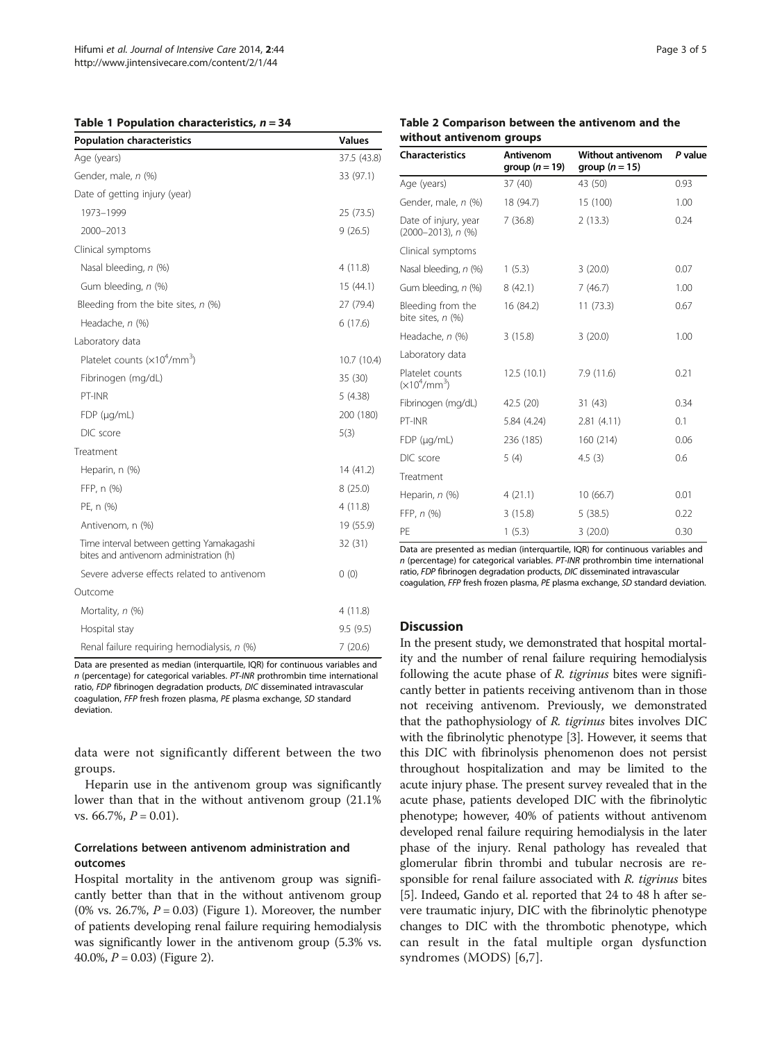**Table 1 Population characteristics, $n = 34$**

| Population characteristics | Values |
|---|---|
| Age (years) | 37.5 (43.8) |
| Gender, male, *n* (%) | 33 (97.1) |
| Date of getting injury (year) | |
| 1973–1999 | 25 (73.5) |
| 2000–2013 | 9 (26.5) |
| Clinical symptoms | |
| Nasal bleeding, *n* (%) | 4 (11.8) |
| Gum bleeding, *n* (%) | 15 (44.1) |
| Bleeding from the bite sites, *n* (%) | 27 (79.4) |
| Headache, *n* (%) | 6 (17.6) |
| Laboratory data | |
| Platelet counts ($\times 10^4$/mm$^3$) | 10.7 (10.4) |
| Fibrinogen (mg/dL) | 35 (30) |
| PT-INR | 5 (4.38) |
| FDP (μg/mL) | 200 (180) |
| DIC score | 5(3) |
| Treatment | |
| Heparin, n (%) | 14 (41.2) |
| FFP, n (%) | 8 (25.0) |
| PE, n (%) | 4 (11.8) |
| Antivenom, n (%) | 19 (55.9) |
| Time interval between getting Yamakagashi bites and antivenom administration (h) | 32 (31) |
| Severe adverse effects related to antivenom | 0 (0) |
| Outcome | |
| Mortality, *n* (%) | 4 (11.8) |
| Hospital stay | 9.5 (9.5) |
| Renal failure requiring hemodialysis, *n* (%) | 7 (20.6) |

Data are presented as median (interquartile, IQR) for continuous variables and *n* (percentage) for categorical variables. *PT-INR* prothrombin time international ratio, *FDP* fibrinogen degradation products, *DIC* disseminated intravascular coagulation, *FFP* fresh frozen plasma, *PE* plasma exchange, *SD* standard deviation.

data were not significantly different between the two groups.

Heparin use in the antivenom group was significantly lower than that in the without antivenom group (21.1% vs. 66.7%, $P = 0.01$).

### Correlations between antivenom administration and outcomes

Hospital mortality in the antivenom group was significantly better than that in the without antivenom group (0% vs. 26.7%, $P = 0.03$) (Figure 1). Moreover, the number of patients developing renal failure requiring hemodialysis was significantly lower in the antivenom group (5.3% vs. 40.0%, $P = 0.03$) (Figure 2).

**Table 2 Comparison between the antivenom and the without antivenom groups**

| Characteristics | Antivenom group ($n = 19$) | Without antivenom group ($n = 15$) | *P* value |
|---|---|---|---|
| Age (years) | 37 (40) | 43 (50) | 0.93 |
| Gender, male, *n* (%) | 18 (94.7) | 15 (100) | 1.00 |
| Date of injury, year (2000–2013), *n* (%) | 7 (36.8) | 2 (13.3) | 0.24 |
| Clinical symptoms | | | |
| Nasal bleeding, *n* (%) | 1 (5.3) | 3 (20.0) | 0.07 |
| Gum bleeding, *n* (%) | 8 (42.1) | 7 (46.7) | 1.00 |
| Bleeding from the bite sites, *n* (%) | 16 (84.2) | 11 (73.3) | 0.67 |
| Headache, *n* (%) | 3 (15.8) | 3 (20.0) | 1.00 |
| Laboratory data | | | |
| Platelet counts ($\times 10^4$/mm$^3$) | 12.5 (10.1) | 7.9 (11.6) | 0.21 |
| Fibrinogen (mg/dL) | 42.5 (20) | 31 (43) | 0.34 |
| PT-INR | 5.84 (4.24) | 2.81 (4.11) | 0.1 |
| FDP (μg/mL) | 236 (185) | 160 (214) | 0.06 |
| DIC score | 5 (4) | 4.5 (3) | 0.6 |
| Treatment | | | |
| Heparin, *n* (%) | 4 (21.1) | 10 (66.7) | 0.01 |
| FFP, *n* (%) | 3 (15.8) | 5 (38.5) | 0.22 |
| PE | 1 (5.3) | 3 (20.0) | 0.30 |

Data are presented as median (interquartile, IQR) for continuous variables and *n* (percentage) for categorical variables. *PT-INR* prothrombin time international ratio, *FDP* fibrinogen degradation products, *DIC* disseminated intravascular coagulation, *FFP* fresh frozen plasma, *PE* plasma exchange, *SD* standard deviation.

## Discussion

In the present study, we demonstrated that hospital mortality and the number of renal failure requiring hemodialysis following the acute phase of *R. tigrinus* bites were significantly better in patients receiving antivenom than in those not receiving antivenom. Previously, we demonstrated that the pathophysiology of *R. tigrinus* bites involves DIC with the fibrinolytic phenotype [3]. However, it seems that this DIC with fibrinolysis phenomenon does not persist throughout hospitalization and may be limited to the acute injury phase. The present survey revealed that in the acute phase, patients developed DIC with the fibrinolytic phenotype; however, 40% of patients without antivenom developed renal failure requiring hemodialysis in the later phase of the injury. Renal pathology has revealed that glomerular fibrin thrombi and tubular necrosis are responsible for renal failure associated with *R. tigrinus* bites [5]. Indeed, Gando et al. reported that 24 to 48 h after severe traumatic injury, DIC with the fibrinolytic phenotype changes to DIC with the thrombotic phenotype, which can result in the fatal multiple organ dysfunction syndromes (MODS) [6,7].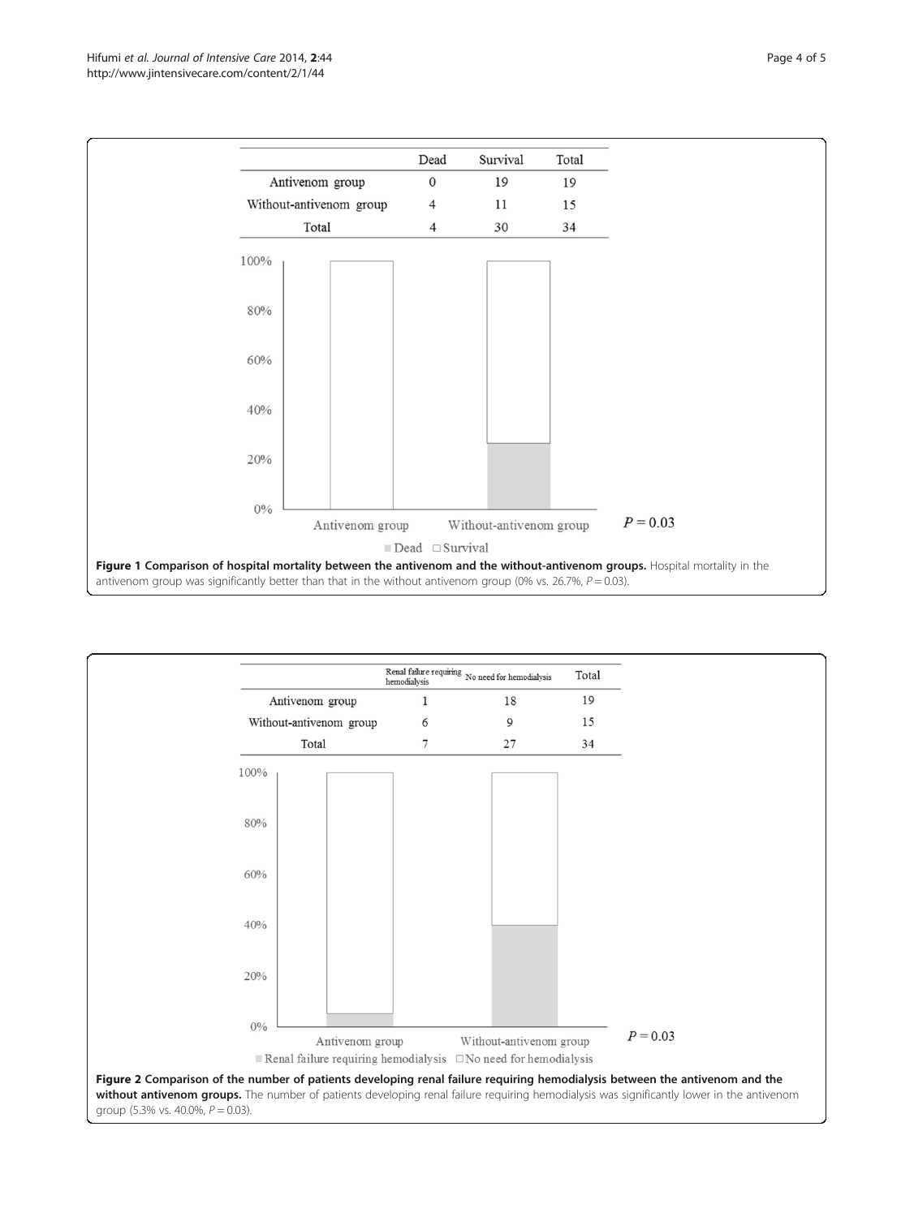| | Dead | Survival | Total |
|---|---|---|---|
| Antivenom group | 0 | 19 | 19 |
| Without-antivenom group | 4 | 11 | 15 |
| Total | 4 | 30 | 34 |

**Figure 1 Comparison of hospital mortality between the antivenom and the without-antivenom groups.** Hospital mortality in the antivenom group was significantly better than that in the without antivenom group (0% vs. 26.7%, $P = 0.03$).

| | Renal failure requiring hemodialysis | No need for hemodialysis | Total |
|---|---|---|---|
| Antivenom group | 1 | 18 | 19 |
| Without-antivenom group | 6 | 9 | 15 |
| Total | 7 | 27 | 34 |

**Figure 2 Comparison of the number of patients developing renal failure requiring hemodialysis between the antivenom and the without antivenom groups.** The number of patients developing renal failure requiring hemodialysis was significantly lower in the antivenom group (5.3% vs. 40.0%, $P = 0.03$).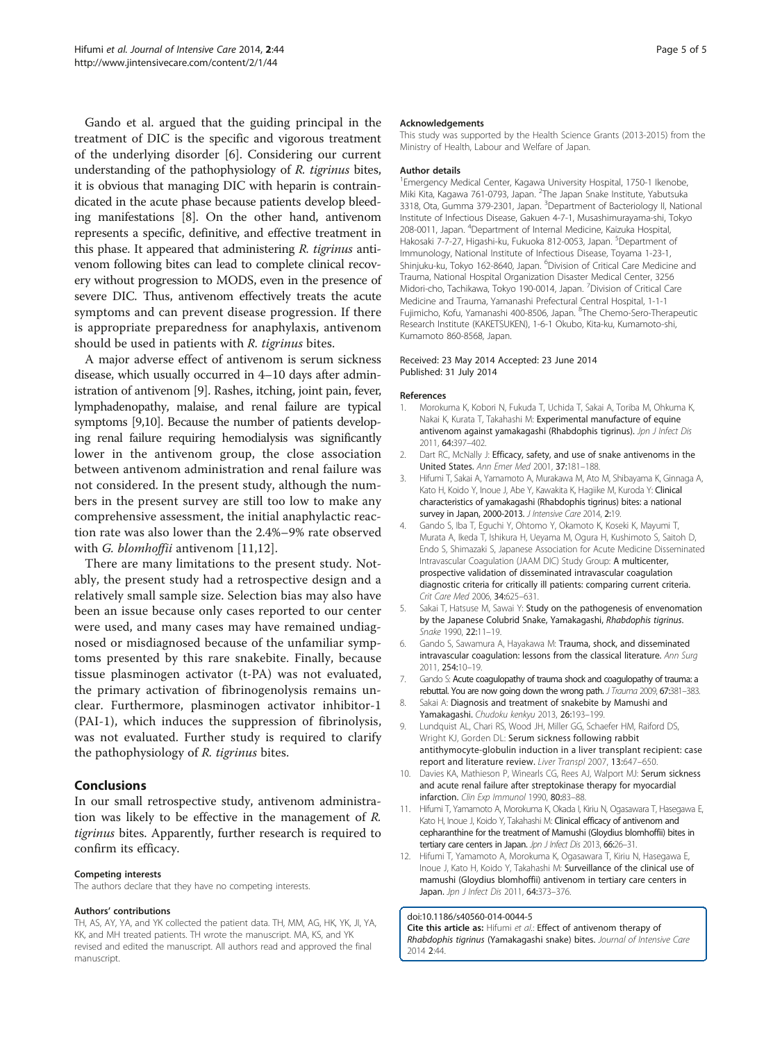Gando et al. argued that the guiding principal in the treatment of DIC is the specific and vigorous treatment of the underlying disorder [6]. Considering our current understanding of the pathophysiology of *R. tigrinus* bites, it is obvious that managing DIC with heparin is contraindicated in the acute phase because patients develop bleeding manifestations [8]. On the other hand, antivenom represents a specific, definitive, and effective treatment in this phase. It appeared that administering *R. tigrinus* antivenom following bites can lead to complete clinical recovery without progression to MODS, even in the presence of severe DIC. Thus, antivenom effectively treats the acute symptoms and can prevent disease progression. If there is appropriate preparedness for anaphylaxis, antivenom should be used in patients with *R. tigrinus* bites.

A major adverse effect of antivenom is serum sickness disease, which usually occurred in 4–10 days after administration of antivenom [9]. Rashes, itching, joint pain, fever, lymphadenopathy, malaise, and renal failure are typical symptoms [9,10]. Because the number of patients developing renal failure requiring hemodialysis was significantly lower in the antivenom group, the close association between antivenom administration and renal failure was not considered. In the present study, although the numbers in the present survey are still too low to make any comprehensive assessment, the initial anaphylactic reaction rate was also lower than the 2.4%–9% rate observed with *G. blomhoffii* antivenom [11,12].

There are many limitations to the present study. Notably, the present study had a retrospective design and a relatively small sample size. Selection bias may also have been an issue because only cases reported to our center were used, and many cases may have remained undiagnosed or misdiagnosed because of the unfamiliar symptoms presented by this rare snakebite. Finally, because tissue plasminogen activator (t-PA) was not evaluated, the primary activation of fibrinogenolysis remains unclear. Furthermore, plasminogen activator inhibitor-1 (PAI-1), which induces the suppression of fibrinolysis, was not evaluated. Further study is required to clarify the pathophysiology of *R. tigrinus* bites.

## Conclusions

In our small retrospective study, antivenom administration was likely to be effective in the management of *R. tigrinus* bites. Apparently, further research is required to confirm its efficacy.

#### Competing interests

The authors declare that they have no competing interests.

#### Authors' contributions

TH, AS, AY, YA, and YK collected the patient data. TH, MM, AG, HK, YK, JI, YA, KK, and MH treated patients. TH wrote the manuscript. MA, KS, and YK revised and edited the manuscript. All authors read and approved the final manuscript.

#### Acknowledgements

This study was supported by the Health Science Grants (2013-2015) from the Ministry of Health, Labour and Welfare of Japan.

#### Author details

[1]Emergency Medical Center, Kagawa University Hospital, 1750-1 Ikenobe, Miki Kita, Kagawa 761-0793, Japan. [2]The Japan Snake Institute, Yabutsuka 3318, Ota, Gumma 379-2301, Japan. [3]Department of Bacteriology II, National Institute of Infectious Disease, Gakuen 4-7-1, Musashimurayama-shi, Tokyo 208-0011, Japan. [4]Department of Internal Medicine, Kaizuka Hospital, Hakosaki 7-7-27, Higashi-ku, Fukuoka 812-0053, Japan. [5]Department of Immunology, National Institute of Infectious Disease, Toyama 1-23-1, Shinjuku-ku, Tokyo 162-8640, Japan. [6]Division of Critical Care Medicine and Trauma, National Hospital Organization Disaster Medical Center, 3256 Midori-cho, Tachikawa, Tokyo 190-0014, Japan. [7]Division of Critical Care Medicine and Trauma, Yamanashi Prefectural Central Hospital, 1-1-1 Fujimicho, Kofu, Yamanashi 400-8506, Japan. [8]The Chemo-Sero-Therapeutic Research Institute (KAKETSUKEN), 1-6-1 Okubo, Kita-ku, Kumamoto-shi, Kumamoto 860-8568, Japan.

Received: 23 May 2014 Accepted: 23 June 2014
Published: 31 July 2014

#### References

1. Morokuma K, Kobori N, Fukuda T, Uchida T, Sakai A, Toriba M, Ohkuma K, Nakai K, Kurata T, Takahashi M: **Experimental manufacture of equine antivenom against yamakagashi (Rhabdophis tigrinus).** *Jpn J Infect Dis* 2011, **64:**397–402.
2. Dart RC, McNally J: **Efficacy, safety, and use of snake antivenoms in the United States.** *Ann Emer Med* 2001, **37:**181–188.
3. Hifumi T, Sakai A, Yamamoto A, Murakawa M, Ato M, Shibayama K, Ginnaga A, Kato H, Koido Y, Inoue J, Abe Y, Kawakita K, Hagiike M, Kuroda Y: **Clinical characteristics of yamakagashi (Rhabdophis tigrinus) bites: a national survey in Japan, 2000-2013.** *J Intensive Care* 2014, **2:**19.
4. Gando S, Iba T, Eguchi Y, Ohtomo Y, Okamoto K, Koseki K, Mayumi T, Murata A, Ikeda T, Ishikura H, Ueyama M, Ogura H, Kushimoto S, Saitoh D, Endo S, Shimazaki S, Japanese Association for Acute Medicine Disseminated Intravascular Coagulation (JAAM DIC) Study Group: **A multicenter, prospective validation of disseminated intravascular coagulation diagnostic criteria for critically ill patients: comparing current criteria.** *Crit Care Med* 2006, **34:**625–631.
5. Sakai T, Hatsuse M, Sawai Y: **Study on the pathogenesis of envenomation by the Japanese Colubrid Snake, Yamakagashi, *Rhabdophis tigrinus*.** *Snake* 1990, **22:**11–19.
6. Gando S, Sawamura A, Hayakawa M: **Trauma, shock, and disseminated intravascular coagulation: lessons from the classical literature.** *Ann Surg* 2011, **254:**10–19.
7. Gando S: **Acute coagulopathy of trauma shock and coagulopathy of trauma: a rebuttal. You are now going down the wrong path.** *J Trauma* 2009, **67:**381–383.
8. Sakai A: **Diagnosis and treatment of snakebite by Mamushi and Yamakagashi.** *Chudoku kenkyu* 2013, **26:**193–199.
9. Lundquist AL, Chari RS, Wood JH, Miller GG, Schaefer HM, Raiford DS, Wright KJ, Gorden DL: **Serum sickness following rabbit antithymocyte-globulin induction in a liver transplant recipient: case report and literature review.** *Liver Transpl* 2007, **13:**647–650.
10. Davies KA, Mathieson P, Winearls CG, Rees AJ, Walport MJ: **Serum sickness and acute renal failure after streptokinase therapy for myocardial infarction.** *Clin Exp Immunol* 1990, **80:**83–88.
11. Hifumi T, Yamamoto A, Morokuma K, Okada I, Kiriu N, Ogasawara T, Hasegawa E, Kato H, Inoue J, Koido Y, Takahashi M: **Clinical efficacy of antivenom and cepharanthine for the treatment of Mamushi (Gloydius blomhoffii) bites in tertiary care centers in Japan.** *Jpn J Infect Dis* 2013, **66:**26–31.
12. Hifumi T, Yamamoto A, Morokuma K, Ogasawara T, Kiriu N, Hasegawa E, Inoue J, Kato H, Koido Y, Takahashi M: **Surveillance of the clinical use of mamushi (Gloydius blomhoffii) antivenom in tertiary care centers in Japan.** *Jpn J Infect Dis* 2011, **64:**373–376.

doi:10.1186/s40560-014-0044-5
**Cite this article as:** Hifumi *et al.*: Effect of antivenom therapy of *Rhabdophis tigrinus* (Yamakagashi snake) bites. *Journal of Intensive Care* 2014 **2**:44.